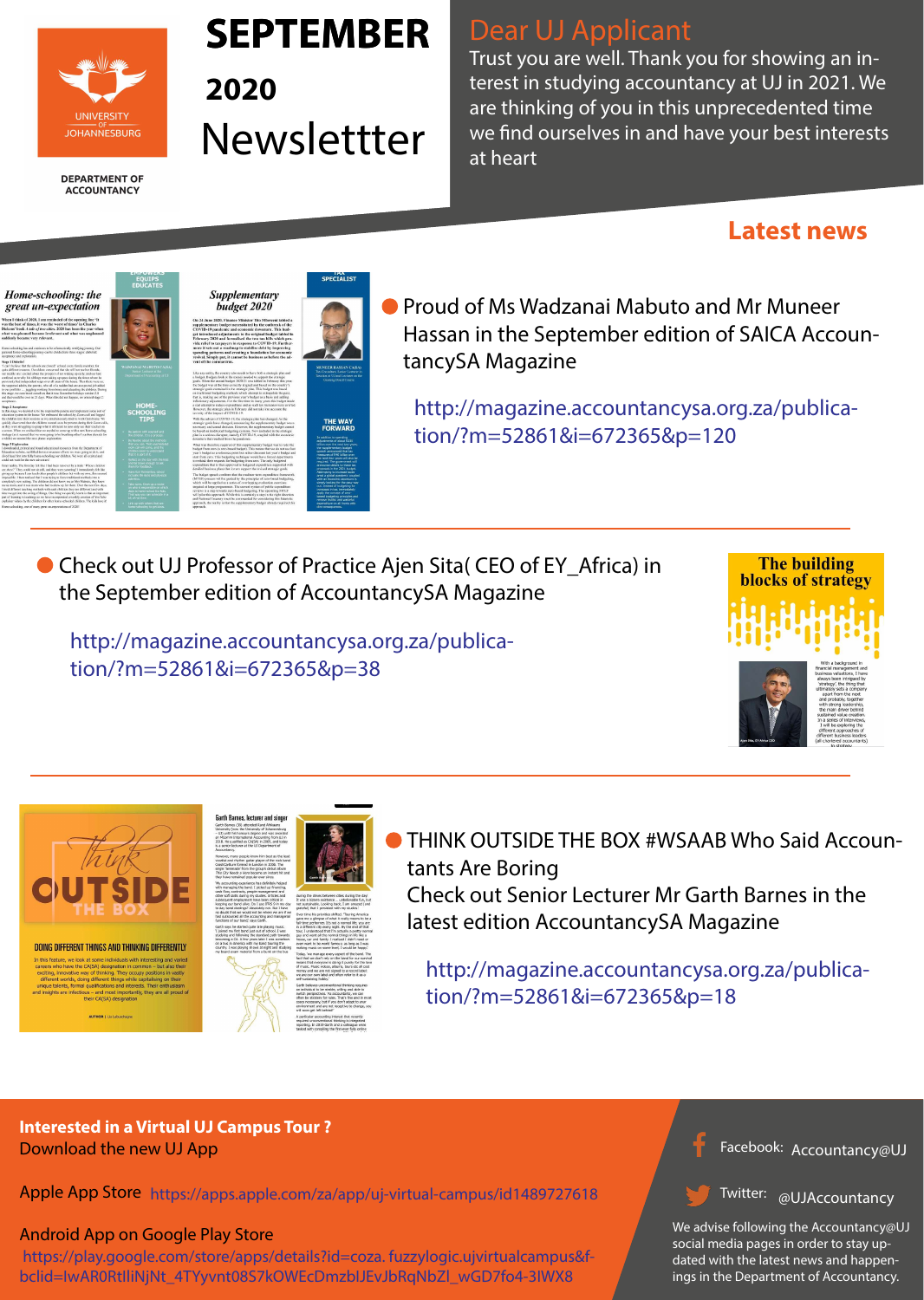UNIVERSITY OF JOHANNESBURG

DEPARTMENT OF ACCOUNTANCY

# SEPTEMBER 2020 Newslettter

## Dear UJ Applicant

Trust you are well. Thank you for showing an interest in studying accountancy at UJ in 2021. We are thinking of you in this unprecedented time we find ourselves in and have your best interests at heart

## Latest news

- Proud of Ms Wadzanai Mabuto and Mr Muneer Hassan in the September edition of SAICA AccountancySA Magazine

  http://magazine.accountancysa.org.za/publication/?m=52861&i=672365&p=120

- Check out UJ Professor of Practice Ajen Sita( CEO of EY_Africa) in the September edition of AccountancySA Magazine

  http://magazine.accountancysa.org.za/publication/?m=52861&i=672365&p=38

- THINK OUTSIDE THE BOX #WSAAB Who Said Accountants Are Boring
  Check out Senior Lecturer Mr Garth Barnes in the latest edition AccountancySA Magazine

  http://magazine.accountancysa.org.za/publication/?m=52861&i=672365&p=18

**Interested in a Virtual UJ Campus Tour ?**
Download the new UJ App

Apple App Store https://apps.apple.com/za/app/uj-virtual-campus/id1489727618

Android App on Google Play Store
https://play.google.com/store/apps/details?id=coza.fuzzylogic.ujvirtualcampus&fbclid=IwAR0RtlliNjNt_4TYyvnt08S7kOWEcDmzblJEvJbRqNbZI_wGD7fo4-3IWX8

Facebook: Accountancy@UJ

Twitter: @UJAccountancy

We advise following the Accountancy@UJ social media pages in order to stay updated with the latest news and happenings in the Department of Accountancy.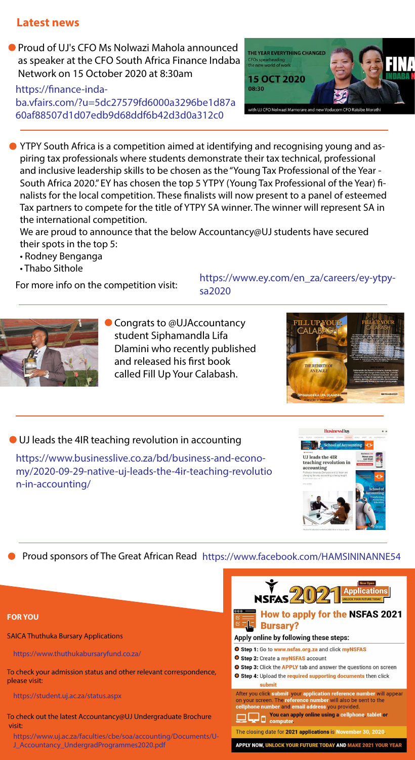## Latest news

- Proud of UJ's CFO Ms Nolwazi Mahola announced as speaker at the CFO South Africa Finance Indaba Network on 15 October 2020 at 8:30am

  https://finance-indaba.vfairs.com/?u=5dc27579fd6000a3296be1d87a60af88507d1d07edb9d68ddf6b42d3d0a312c0

THE YEAR EVERYTHING CHANGED
CFOs spearheading the new world of work
15 OCT 2020
08:30
with UJ CFO Nolwazi Mamorare and new Vodacom CFO Raisibe Morathi

- YTPY South Africa is a competition aimed at identifying and recognising young and aspiring tax professionals where students demonstrate their tax technical, professional and inclusive leadership skills to be chosen as the "Young Tax Professional of the Year - South Africa 2020." EY has chosen the top 5 YTPY (Young Tax Professional of the Year) finalists for the local competition. These finalists will now present to a panel of esteemed Tax partners to compete for the title of YTPY SA winner. The winner will represent SA in the international competition.

  We are proud to announce that the below Accountancy@UJ students have secured their spots in the top 5:
  - Rodney Benganga
  - Thabo Sithole

  For more info on the competition visit: https://www.ey.com/en_za/careers/ey-ytpy-sa2020

- Congrats to @UJAccountancy student Siphamandla Lifa Dlamini who recently published and released his first book called Fill Up Your Calabash.

- UJ leads the 4IR teaching revolution in accounting

  https://www.businesslive.co.za/bd/business-and-economy/2020-09-29-native-uj-leads-the-4ir-teaching-revolution-in-accounting/

- Proud sponsors of The Great African Read https://www.facebook.com/HAMSININANNE54

### FOR YOU

SAICA Thuthuka Bursary Applications

https://www.thuthukabursaryfund.co.za/

To check your admission status and other relevant correspondence, please visit:

https://student.uj.ac.za/status.aspx

To check out the latest Accountancy@UJ Undergraduate Brochure visit:

https://www.uj.ac.za/faculties/cbe/soa/accounting/Documents/UJ_Accountancy_UndergradProgrammes2020.pdf

NSFAS 2021 Now Open Applications UNLOCK YOUR FUTURE TODAY

### How to apply for the NSFAS 2021 Bursary?

Apply online by following these steps:

- Step 1: Go to www.nsfas.org.za and click myNSFAS
- Step 2: Create a myNSFAS account
- Step 3: Click the APPLY tab and answer the questions on screen
- Step 4: Upload the required supporting documents then click submit

After you click submit, your application reference number will appear on your screen. The reference number will also be sent to the cellphone number and email address you provided.

You can apply online using a cellphone, tablet or computer.

The closing date for 2021 applications is November 30, 2020.

APPLY NOW, UNLOCK YOUR FUTURE TODAY AND MAKE 2021 YOUR YEAR